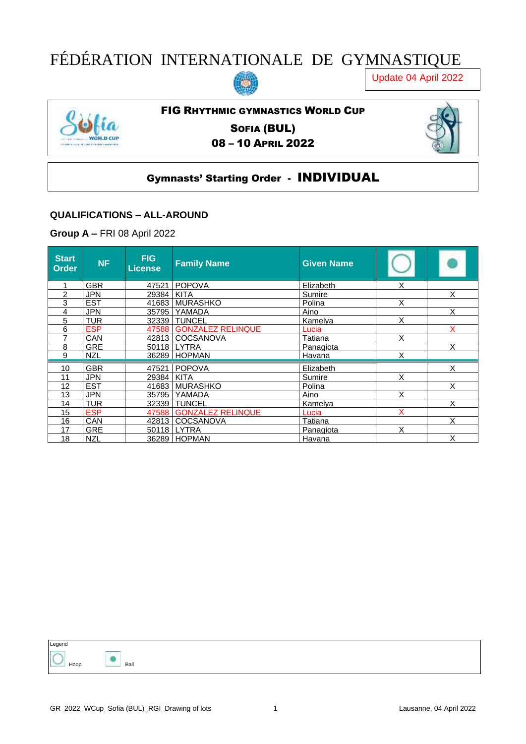# FÉDÉRATION INTERNATIONALE DE GYMNASTIQUE

Update 04 April 2022

**FIG RHYTHMIC GYMNASTICS WORLD CUP**

**SOFIA (BUL)**

**08 – 10 APRIL 2022**

## Gymnasts' Starting Order - INDIVIDUAL

### QUALIFICATIONS – ALL-AROUND

**Group A –** FRI 08 April 2022

| Start Order | NF | FIG License | Family Name | Given Name | Hoop | Ball |
|---|---|---|---|---|---|---|
| 1 | GBR | 47521 | POPOVA | Elizabeth | X | |
| 2 | JPN | 29384 | KITA | Sumire | | X |
| 3 | EST | 41683 | MURASHKO | Polina | X | |
| 4 | JPN | 35795 | YAMADA | Aino | | X |
| 5 | TUR | 32339 | TUNCEL | Kamelya | X | |
| 6 | ESP | 47588 | GONZALEZ RELINQUE | Lucia | | X |
| 7 | CAN | 42813 | COCSANOVA | Tatiana | X | |
| 8 | GRE | 50118 | LYTRA | Panagiota | | X |
| 9 | NZL | 36289 | HOPMAN | Havana | X | |
| 10 | GBR | 47521 | POPOVA | Elizabeth | | X |
| 11 | JPN | 29384 | KITA | Sumire | X | |
| 12 | EST | 41683 | MURASHKO | Polina | | X |
| 13 | JPN | 35795 | YAMADA | Aino | X | |
| 14 | TUR | 32339 | TUNCEL | Kamelya | | X |
| 15 | ESP | 47588 | GONZALEZ RELINQUE | Lucia | X | |
| 16 | CAN | 42813 | COCSANOVA | Tatiana | | X |
| 17 | GRE | 50118 | LYTRA | Panagiota | X | |
| 18 | NZL | 36289 | HOPMAN | Havana | | X |

Legend

Hoop Ball

GR_2022_WCup_Sofia (BUL)_RGI_Drawing of lots

Lausanne, 04 April 2022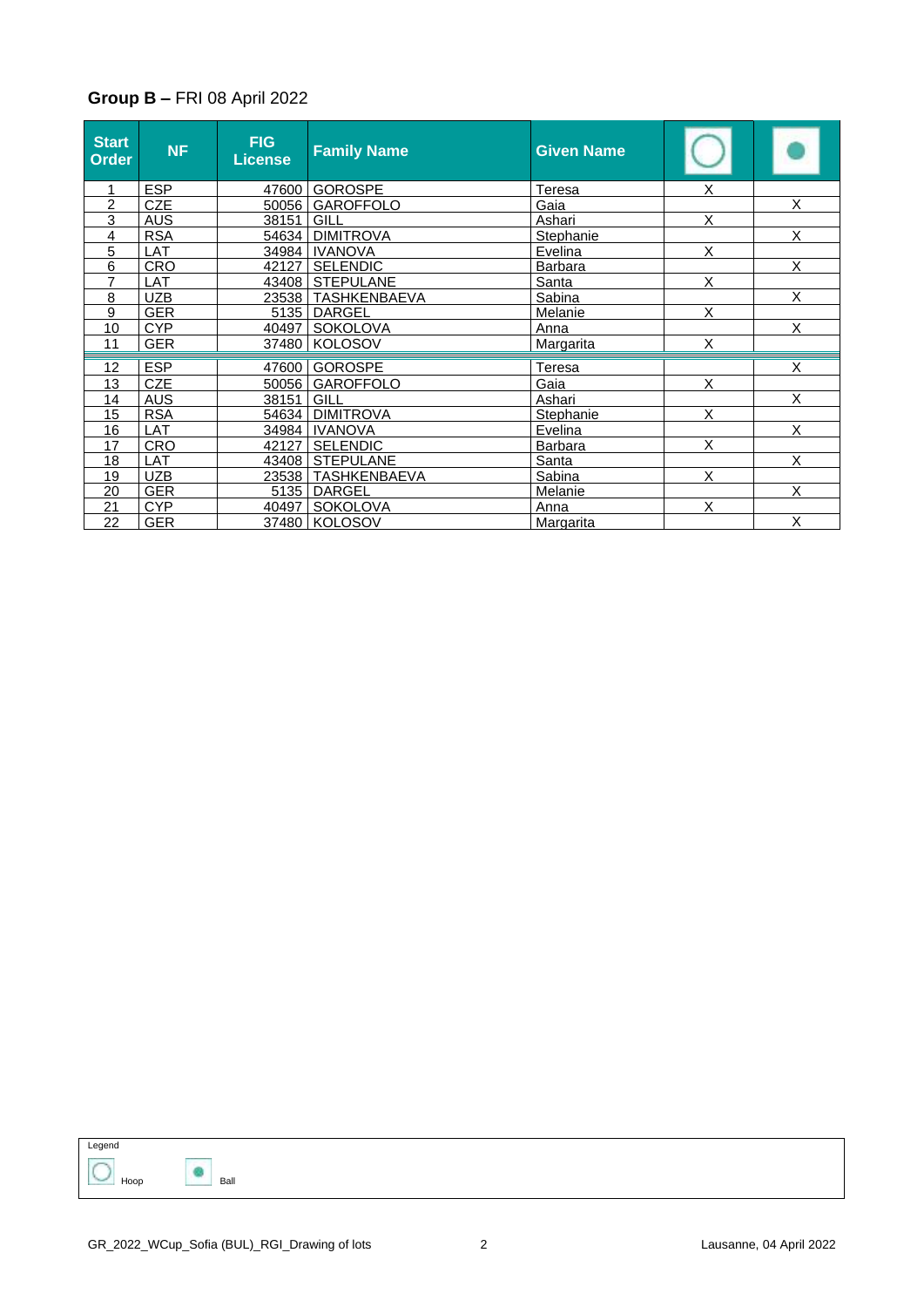## **Group B –** FRI 08 April 2022

| Start Order | NF | FIG License | Family Name | Given Name | Hoop | Ball |
|---|---|---|---|---|---|---|
| 1 | ESP | 47600 | GOROSPE | Teresa | X | |
| 2 | CZE | 50056 | GAROFFOLO | Gaia | | X |
| 3 | AUS | 38151 | GILL | Ashari | X | |
| 4 | RSA | 54634 | DIMITROVA | Stephanie | | X |
| 5 | LAT | 34984 | IVANOVA | Evelina | X | |
| 6 | CRO | 42127 | SELENDIC | Barbara | | X |
| 7 | LAT | 43408 | STEPULANE | Santa | X | |
| 8 | UZB | 23538 | TASHKENBAEVA | Sabina | | X |
| 9 | GER | 5135 | DARGEL | Melanie | X | |
| 10 | CYP | 40497 | SOKOLOVA | Anna | | X |
| 11 | GER | 37480 | KOLOSOV | Margarita | X | |
| 12 | ESP | 47600 | GOROSPE | Teresa | | X |
| 13 | CZE | 50056 | GAROFFOLO | Gaia | X | |
| 14 | AUS | 38151 | GILL | Ashari | | X |
| 15 | RSA | 54634 | DIMITROVA | Stephanie | X | |
| 16 | LAT | 34984 | IVANOVA | Evelina | | X |
| 17 | CRO | 42127 | SELENDIC | Barbara | X | |
| 18 | LAT | 43408 | STEPULANE | Santa | | X |
| 19 | UZB | 23538 | TASHKENBAEVA | Sabina | X | |
| 20 | GER | 5135 | DARGEL | Melanie | | X |
| 21 | CYP | 40497 | SOKOLOVA | Anna | X | |
| 22 | GER | 37480 | KOLOSOV | Margarita | | X |

Legend

Hoop Ball

GR_2022_WCup_Sofia (BUL)_RGI_Drawing of lots

Lausanne, 04 April 2022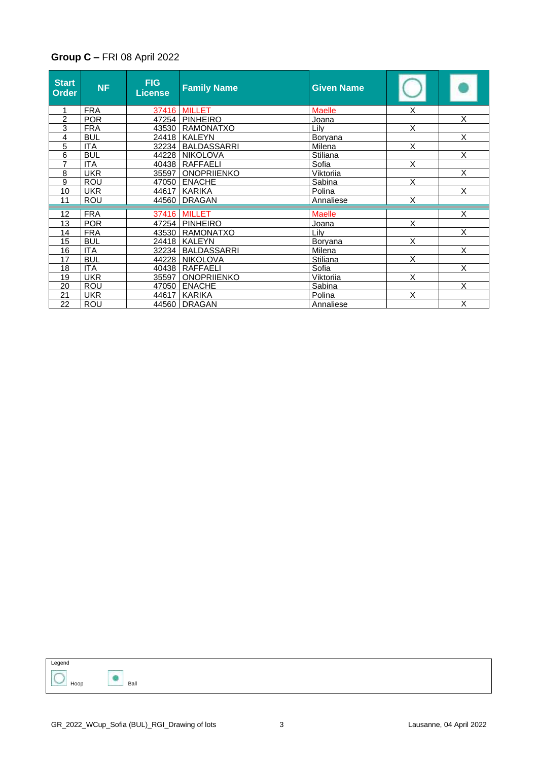## **Group C –** FRI 08 April 2022

| Start Order | NF | FIG License | Family Name | Given Name | Hoop | Ball |
|---|---|---|---|---|---|---|
| 1 | FRA | 37416 | MILLET | Maelle | X | |
| 2 | POR | 47254 | PINHEIRO | Joana | | X |
| 3 | FRA | 43530 | RAMONATXO | Lily | X | |
| 4 | BUL | 24418 | KALEYN | Boryana | | X |
| 5 | ITA | 32234 | BALDASSARRI | Milena | X | |
| 6 | BUL | 44228 | NIKOLOVA | Stiliana | | X |
| 7 | ITA | 40438 | RAFFAELI | Sofia | X | |
| 8 | UKR | 35597 | ONOPRIIENKO | Viktoriia | | X |
| 9 | ROU | 47050 | ENACHE | Sabina | X | |
| 10 | UKR | 44617 | KARIKA | Polina | | X |
| 11 | ROU | 44560 | DRAGAN | Annaliese | X | |
| 12 | FRA | 37416 | MILLET | Maelle | | X |
| 13 | POR | 47254 | PINHEIRO | Joana | X | |
| 14 | FRA | 43530 | RAMONATXO | Lily | | X |
| 15 | BUL | 24418 | KALEYN | Boryana | X | |
| 16 | ITA | 32234 | BALDASSARRI | Milena | | X |
| 17 | BUL | 44228 | NIKOLOVA | Stiliana | X | |
| 18 | ITA | 40438 | RAFFAELI | Sofia | | X |
| 19 | UKR | 35597 | ONOPRIIENKO | Viktoriia | X | |
| 20 | ROU | 47050 | ENACHE | Sabina | | X |
| 21 | UKR | 44617 | KARIKA | Polina | X | |
| 22 | ROU | 44560 | DRAGAN | Annaliese | | X |

Legend

Hoop

Ball

GR_2022_WCup_Sofia (BUL)_RGI_Drawing of lots

Lausanne, 04 April 2022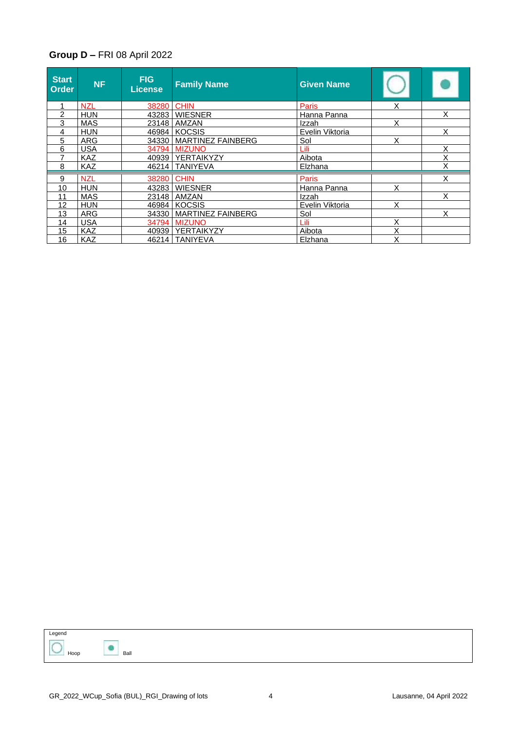**Group D –** FRI 08 April 2022

| Start Order | NF | FIG License | Family Name | Given Name | Hoop | Ball |
|---|---|---|---|---|---|---|
| 1 | NZL | 38280 | CHIN | Paris | X | |
| 2 | HUN | 43283 | WIESNER | Hanna Panna | | X |
| 3 | MAS | 23148 | AMZAN | Izzah | X | |
| 4 | HUN | 46984 | KOCSIS | Evelin Viktoria | | X |
| 5 | ARG | 34330 | MARTINEZ FAINBERG | Sol | X | |
| 6 | USA | 34794 | MIZUNO | Lili | | X |
| 7 | KAZ | 40939 | YERTAIKYZY | Aibota | | X |
| 8 | KAZ | 46214 | TANIYEVA | Elzhana | | X |
| 9 | NZL | 38280 | CHIN | Paris | | X |
| 10 | HUN | 43283 | WIESNER | Hanna Panna | X | |
| 11 | MAS | 23148 | AMZAN | Izzah | | X |
| 12 | HUN | 46984 | KOCSIS | Evelin Viktoria | X | |
| 13 | ARG | 34330 | MARTINEZ FAINBERG | Sol | | X |
| 14 | USA | 34794 | MIZUNO | Lili | X | |
| 15 | KAZ | 40939 | YERTAIKYZY | Aibota | X | |
| 16 | KAZ | 46214 | TANIYEVA | Elzhana | X | |

Legend

Hoop Ball

GR_2022_WCup_Sofia (BUL)_RGI_Drawing of lots

Lausanne, 04 April 2022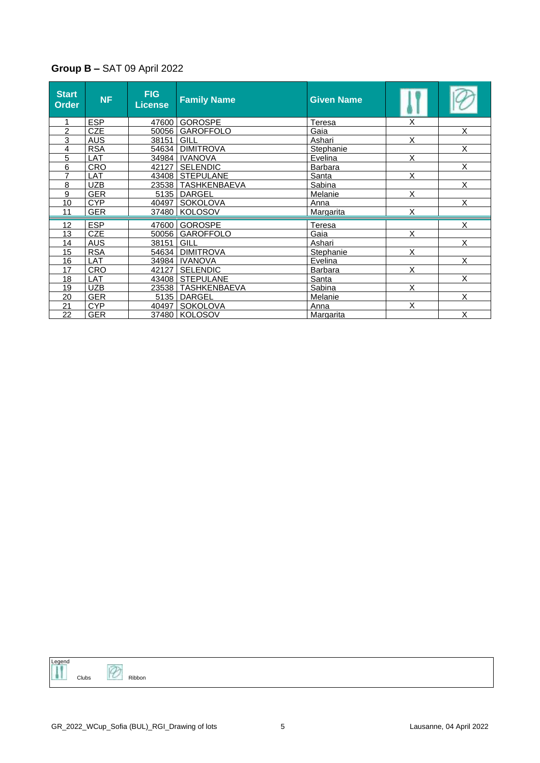**Group B –** SAT 09 April 2022

| Start Order | NF | FIG License | Family Name | Given Name | Clubs | Ribbon |
|---|---|---|---|---|---|---|
| 1 | ESP | 47600 | GOROSPE | Teresa | X | |
| 2 | CZE | 50056 | GAROFFOLO | Gaia | | X |
| 3 | AUS | 38151 | GILL | Ashari | X | |
| 4 | RSA | 54634 | DIMITROVA | Stephanie | | X |
| 5 | LAT | 34984 | IVANOVA | Evelina | X | |
| 6 | CRO | 42127 | SELENDIC | Barbara | | X |
| 7 | LAT | 43408 | STEPULANE | Santa | X | |
| 8 | UZB | 23538 | TASHKENBAEVA | Sabina | | X |
| 9 | GER | 5135 | DARGEL | Melanie | X | |
| 10 | CYP | 40497 | SOKOLOVA | Anna | | X |
| 11 | GER | 37480 | KOLOSOV | Margarita | X | |
| 12 | ESP | 47600 | GOROSPE | Teresa | | X |
| 13 | CZE | 50056 | GAROFFOLO | Gaia | X | |
| 14 | AUS | 38151 | GILL | Ashari | | X |
| 15 | RSA | 54634 | DIMITROVA | Stephanie | X | |
| 16 | LAT | 34984 | IVANOVA | Evelina | | X |
| 17 | CRO | 42127 | SELENDIC | Barbara | X | |
| 18 | LAT | 43408 | STEPULANE | Santa | | X |
| 19 | UZB | 23538 | TASHKENBAEVA | Sabina | X | |
| 20 | GER | 5135 | DARGEL | Melanie | | X |
| 21 | CYP | 40497 | SOKOLOVA | Anna | X | |
| 22 | GER | 37480 | KOLOSOV | Margarita | | X |

Legend

Clubs Ribbon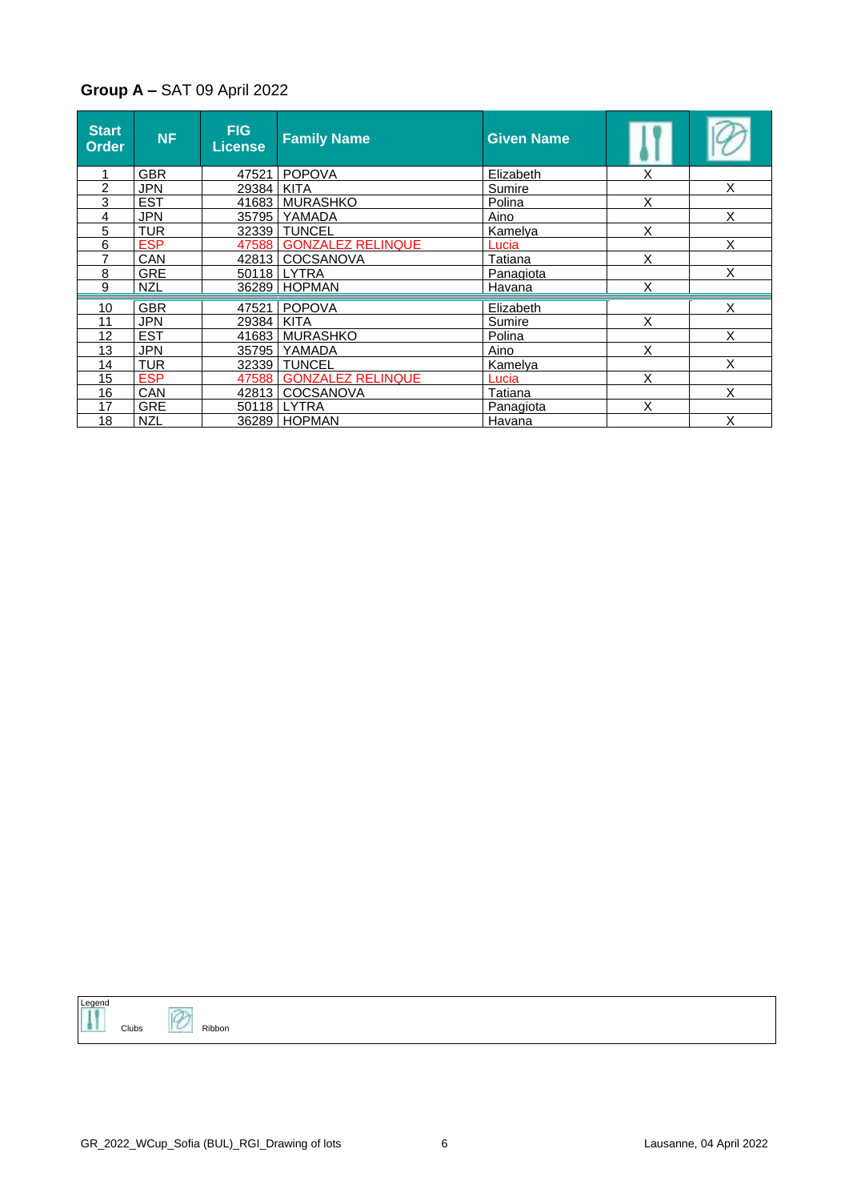**Group A –** SAT 09 April 2022

| Start Order | NF | FIG License | Family Name | Given Name | Clubs | Ribbon |
|---|---|---|---|---|---|---|
| 1 | GBR | 47521 | POPOVA | Elizabeth | X | |
| 2 | JPN | 29384 | KITA | Sumire | | X |
| 3 | EST | 41683 | MURASHKO | Polina | X | |
| 4 | JPN | 35795 | YAMADA | Aino | | X |
| 5 | TUR | 32339 | TUNCEL | Kamelya | X | |
| 6 | ESP | 47588 | GONZALEZ RELINQUE | Lucia | | X |
| 7 | CAN | 42813 | COCSANOVA | Tatiana | X | |
| 8 | GRE | 50118 | LYTRA | Panagiota | | X |
| 9 | NZL | 36289 | HOPMAN | Havana | X | |
| 10 | GBR | 47521 | POPOVA | Elizabeth | | X |
| 11 | JPN | 29384 | KITA | Sumire | X | |
| 12 | EST | 41683 | MURASHKO | Polina | | X |
| 13 | JPN | 35795 | YAMADA | Aino | X | |
| 14 | TUR | 32339 | TUNCEL | Kamelya | | X |
| 15 | ESP | 47588 | GONZALEZ RELINQUE | Lucia | X | |
| 16 | CAN | 42813 | COCSANOVA | Tatiana | | X |
| 17 | GRE | 50118 | LYTRA | Panagiota | X | |
| 18 | NZL | 36289 | HOPMAN | Havana | | X |

Legend

Clubs    Ribbon

GR_2022_WCup_Sofia (BUL)_RGI_Drawing of lots

Lausanne, 04 April 2022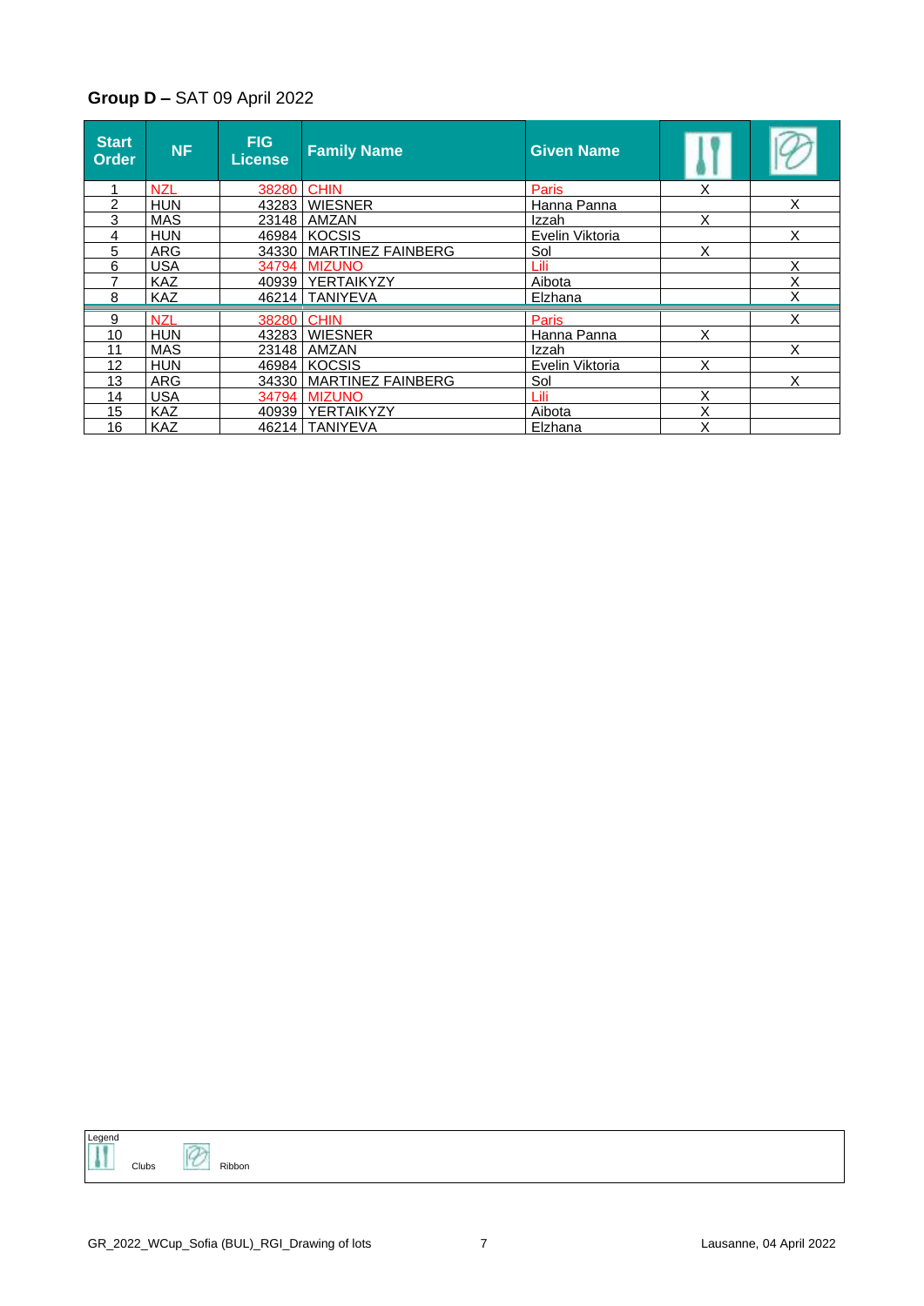**Group D –** SAT 09 April 2022

| Start Order | NF | FIG License | Family Name | Given Name | Clubs | Ribbon |
|---|---|---|---|---|---|---|
| 1 | NZL | 38280 | CHIN | Paris | X | |
| 2 | HUN | 43283 | WIESNER | Hanna Panna | | X |
| 3 | MAS | 23148 | AMZAN | Izzah | X | |
| 4 | HUN | 46984 | KOCSIS | Evelin Viktoria | | X |
| 5 | ARG | 34330 | MARTINEZ FAINBERG | Sol | X | |
| 6 | USA | 34794 | MIZUNO | Lili | | X |
| 7 | KAZ | 40939 | YERTAIKYZY | Aibota | | X |
| 8 | KAZ | 46214 | TANIYEVA | Elzhana | | X |
| 9 | NZL | 38280 | CHIN | Paris | | X |
| 10 | HUN | 43283 | WIESNER | Hanna Panna | X | |
| 11 | MAS | 23148 | AMZAN | Izzah | | X |
| 12 | HUN | 46984 | KOCSIS | Evelin Viktoria | X | |
| 13 | ARG | 34330 | MARTINEZ FAINBERG | Sol | | X |
| 14 | USA | 34794 | MIZUNO | Lili | X | |
| 15 | KAZ | 40939 | YERTAIKYZY | Aibota | X | |
| 16 | KAZ | 46214 | TANIYEVA | Elzhana | X | |

Legend

Clubs

Ribbon

GR_2022_WCup_Sofia (BUL)_RGI_Drawing of lots

Lausanne, 04 April 2022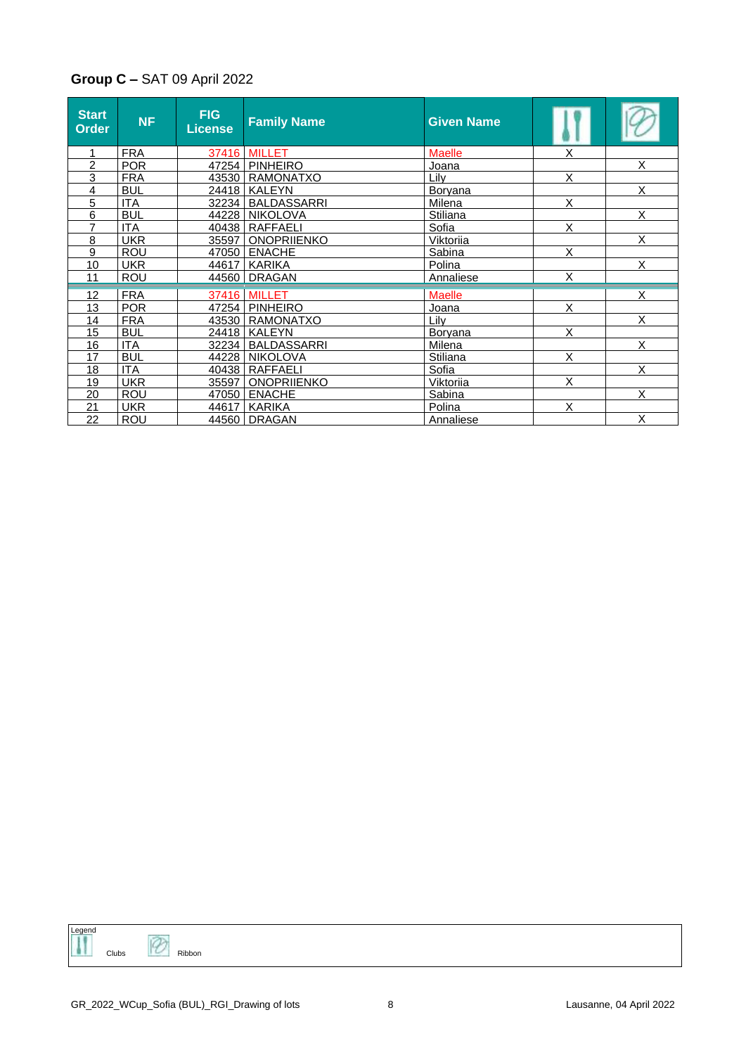**Group C –** SAT 09 April 2022

| Start Order | NF | FIG License | Family Name | Given Name | Clubs | Ribbon |
|---|---|---|---|---|---|---|
| 1 | FRA | 37416 | MILLET | Maelle | X | |
| 2 | POR | 47254 | PINHEIRO | Joana | | X |
| 3 | FRA | 43530 | RAMONATXO | Lily | X | |
| 4 | BUL | 24418 | KALEYN | Boryana | | X |
| 5 | ITA | 32234 | BALDASSARRI | Milena | X | |
| 6 | BUL | 44228 | NIKOLOVA | Stiliana | | X |
| 7 | ITA | 40438 | RAFFAELI | Sofia | X | |
| 8 | UKR | 35597 | ONOPRIIENKO | Viktoriia | | X |
| 9 | ROU | 47050 | ENACHE | Sabina | X | |
| 10 | UKR | 44617 | KARIKA | Polina | | X |
| 11 | ROU | 44560 | DRAGAN | Annaliese | X | |
| 12 | FRA | 37416 | MILLET | Maelle | | X |
| 13 | POR | 47254 | PINHEIRO | Joana | X | |
| 14 | FRA | 43530 | RAMONATXO | Lily | | X |
| 15 | BUL | 24418 | KALEYN | Boryana | X | |
| 16 | ITA | 32234 | BALDASSARRI | Milena | | X |
| 17 | BUL | 44228 | NIKOLOVA | Stiliana | X | |
| 18 | ITA | 40438 | RAFFAELI | Sofia | | X |
| 19 | UKR | 35597 | ONOPRIIENKO | Viktoriia | X | |
| 20 | ROU | 47050 | ENACHE | Sabina | | X |
| 21 | UKR | 44617 | KARIKA | Polina | X | |
| 22 | ROU | 44560 | DRAGAN | Annaliese | | X |

Legend

Clubs Ribbon

GR_2022_WCup_Sofia (BUL)_RGI_Drawing of lots

Lausanne, 04 April 2022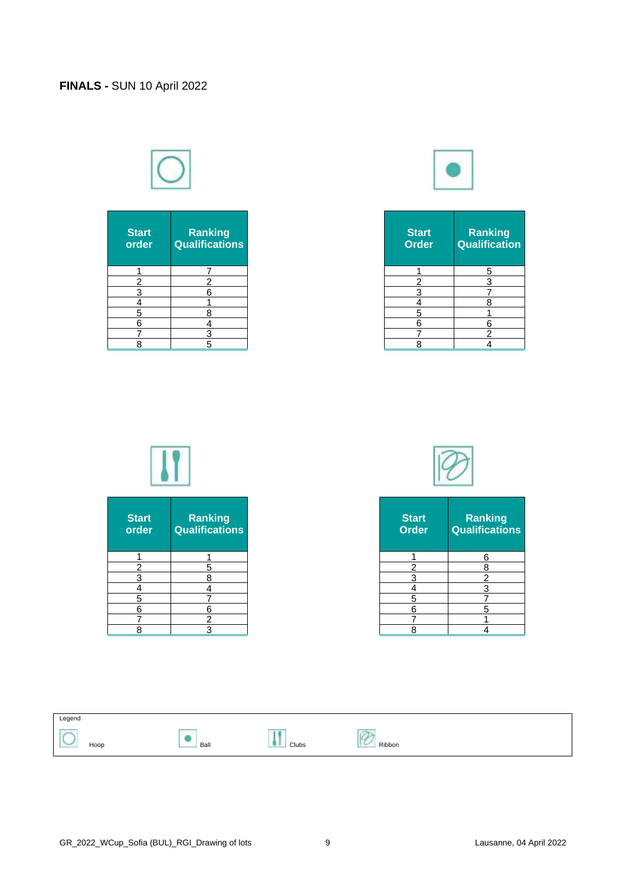**FINALS -** SUN 10 April 2022

Hoop

| Start order | Ranking Qualifications |
|---|---|
| 1 | 7 |
| 2 | 2 |
| 3 | 6 |
| 4 | 1 |
| 5 | 8 |
| 6 | 4 |
| 7 | 3 |
| 8 | 5 |

Ball

| Start Order | Ranking Qualification |
|---|---|
| 1 | 5 |
| 2 | 3 |
| 3 | 7 |
| 4 | 8 |
| 5 | 1 |
| 6 | 6 |
| 7 | 2 |
| 8 | 4 |

Clubs

| Start order | Ranking Qualifications |
|---|---|
| 1 | 1 |
| 2 | 5 |
| 3 | 8 |
| 4 | 4 |
| 5 | 7 |
| 6 | 6 |
| 7 | 2 |
| 8 | 3 |

Ribbon

| Start Order | Ranking Qualifications |
|---|---|
| 1 | 6 |
| 2 | 8 |
| 3 | 2 |
| 4 | 3 |
| 5 | 7 |
| 6 | 5 |
| 7 | 1 |
| 8 | 4 |

Legend

Hoop Ball Clubs Ribbon